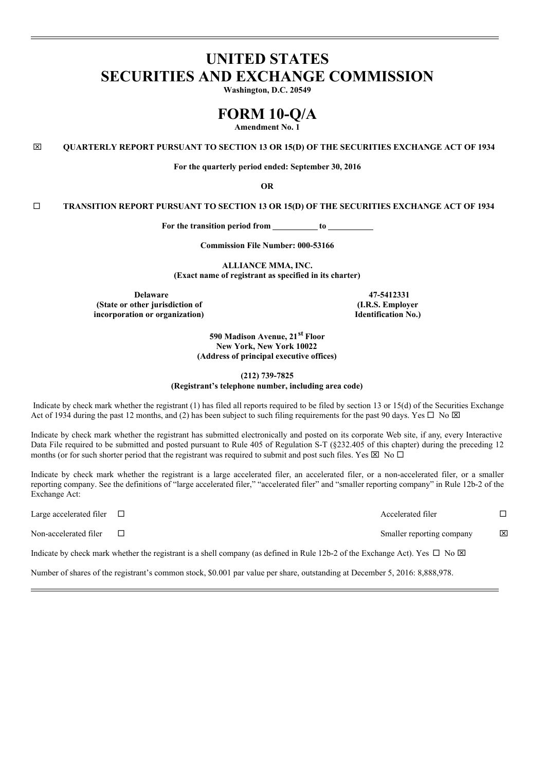# UNITED STATES
# SECURITIES AND EXCHANGE COMMISSION

**Washington, D.C. 20549**

# FORM 10-Q/A

**Amendment No. 1**

☒ **QUARTERLY REPORT PURSUANT TO SECTION 13 OR 15(D) OF THE SECURITIES EXCHANGE ACT OF 1934**

**For the quarterly period ended: September 30, 2016**

**OR**

☐ **TRANSITION REPORT PURSUANT TO SECTION 13 OR 15(D) OF THE SECURITIES EXCHANGE ACT OF 1934**

**For the transition period from \_\_\_\_\_\_\_\_\_\_ to \_\_\_\_\_\_\_\_\_\_**

**Commission File Number: 000-53166**

**ALLIANCE MMA, INC.**
**(Exact name of registrant as specified in its charter)**

| | |
|---|---|
| **Delaware** | **47-5412331** |
| **(State or other jurisdiction of incorporation or organization)** | **(I.R.S. Employer Identification No.)** |

**590 Madison Avenue, 21st Floor**
**New York, New York 10022**
**(Address of principal executive offices)**

**(212) 739-7825**
**(Registrant's telephone number, including area code)**

Indicate by check mark whether the registrant (1) has filed all reports required to be filed by section 13 or 15(d) of the Securities Exchange Act of 1934 during the past 12 months, and (2) has been subject to such filing requirements for the past 90 days. Yes ☐ No ☒

Indicate by check mark whether the registrant has submitted electronically and posted on its corporate Web site, if any, every Interactive Data File required to be submitted and posted pursuant to Rule 405 of Regulation S-T (§232.405 of this chapter) during the preceding 12 months (or for such shorter period that the registrant was required to submit and post such files. Yes ☒ No ☐

Indicate by check mark whether the registrant is a large accelerated filer, an accelerated filer, or a non-accelerated filer, or a smaller reporting company. See the definitions of "large accelerated filer," "accelerated filer" and "smaller reporting company" in Rule 12b-2 of the Exchange Act:

| | | | |
|---|---|---|---|
| Large accelerated filer | ☐ | Accelerated filer | ☐ |
| Non-accelerated filer | ☐ | Smaller reporting company | ☒ |

Indicate by check mark whether the registrant is a shell company (as defined in Rule 12b-2 of the Exchange Act). Yes ☐ No ☒

Number of shares of the registrant's common stock, $0.001 par value per share, outstanding at December 5, 2016: 8,888,978.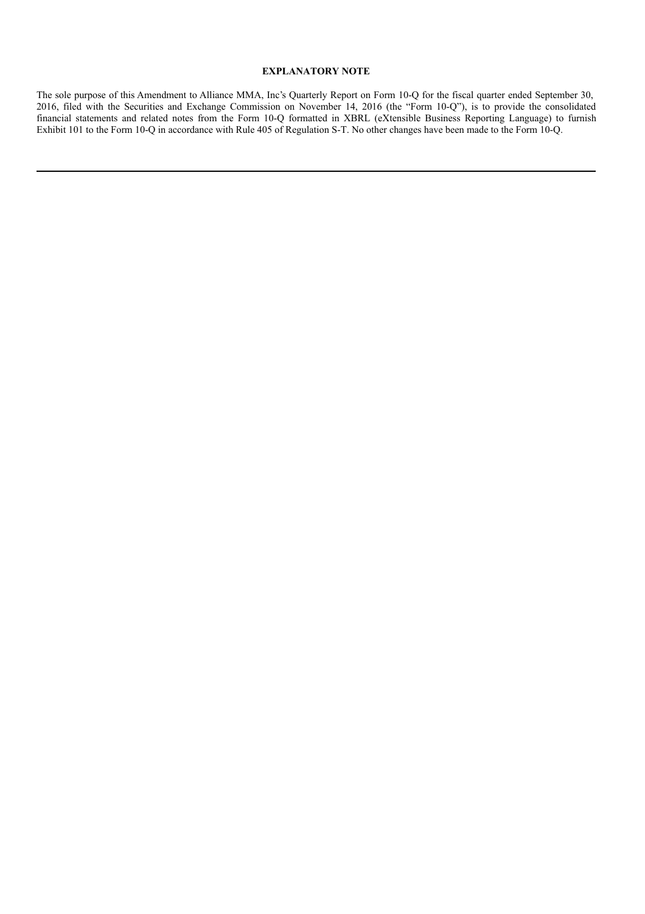**EXPLANATORY NOTE**

The sole purpose of this Amendment to Alliance MMA, Inc's Quarterly Report on Form 10-Q for the fiscal quarter ended September 30, 2016, filed with the Securities and Exchange Commission on November 14, 2016 (the "Form 10-Q"), is to provide the consolidated financial statements and related notes from the Form 10-Q formatted in XBRL (eXtensible Business Reporting Language) to furnish Exhibit 101 to the Form 10-Q in accordance with Rule 405 of Regulation S-T. No other changes have been made to the Form 10-Q.

---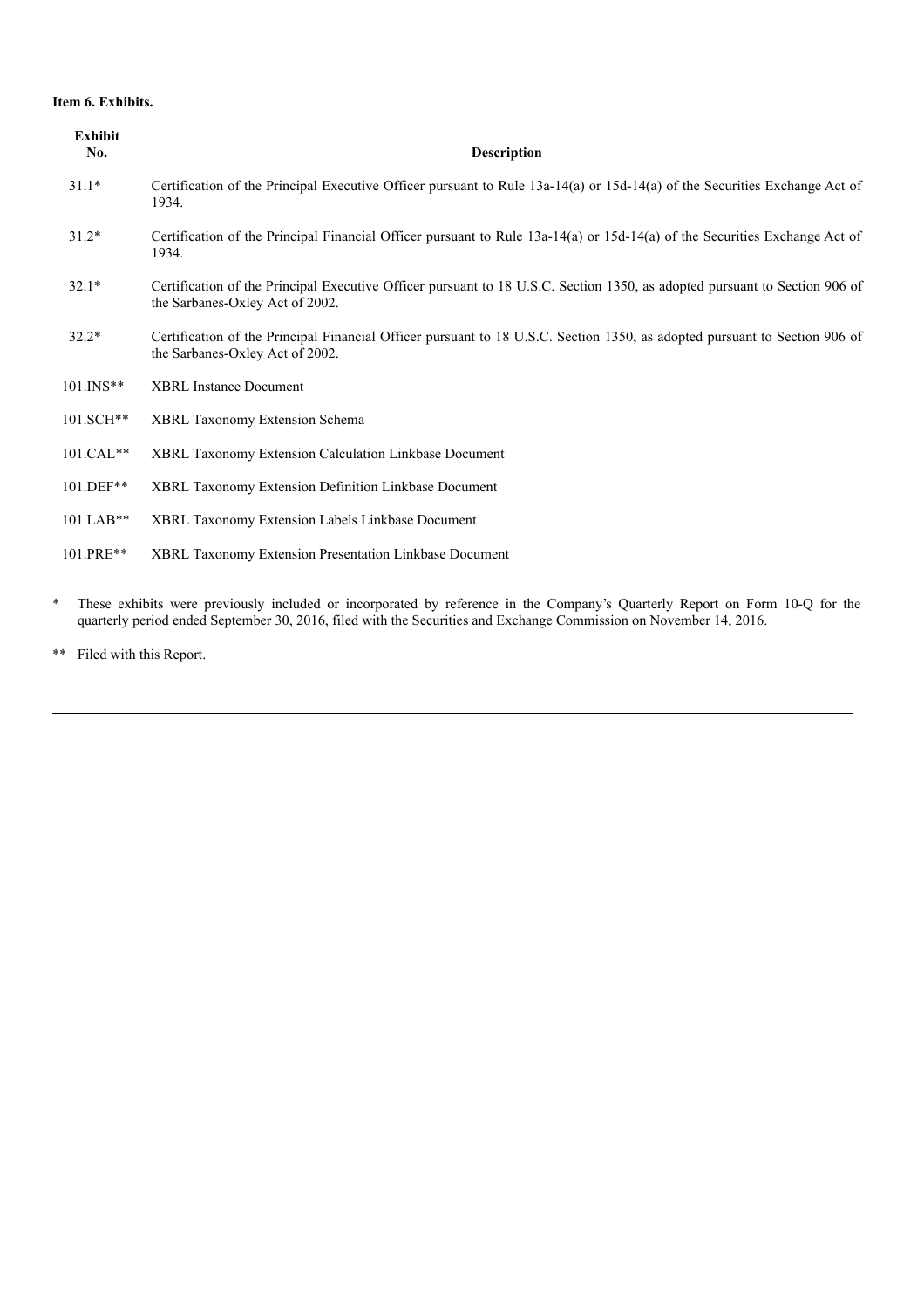**Item 6. Exhibits.**

| Exhibit No. | Description |
|---|---|
| 31.1* | Certification of the Principal Executive Officer pursuant to Rule 13a-14(a) or 15d-14(a) of the Securities Exchange Act of 1934. |
| 31.2* | Certification of the Principal Financial Officer pursuant to Rule 13a-14(a) or 15d-14(a) of the Securities Exchange Act of 1934. |
| 32.1* | Certification of the Principal Executive Officer pursuant to 18 U.S.C. Section 1350, as adopted pursuant to Section 906 of the Sarbanes-Oxley Act of 2002. |
| 32.2* | Certification of the Principal Financial Officer pursuant to 18 U.S.C. Section 1350, as adopted pursuant to Section 906 of the Sarbanes-Oxley Act of 2002. |
| 101.INS** | XBRL Instance Document |
| 101.SCH** | XBRL Taxonomy Extension Schema |
| 101.CAL** | XBRL Taxonomy Extension Calculation Linkbase Document |
| 101.DEF** | XBRL Taxonomy Extension Definition Linkbase Document |
| 101.LAB** | XBRL Taxonomy Extension Labels Linkbase Document |
| 101.PRE** | XBRL Taxonomy Extension Presentation Linkbase Document |

\* These exhibits were previously included or incorporated by reference in the Company's Quarterly Report on Form 10-Q for the quarterly period ended September 30, 2016, filed with the Securities and Exchange Commission on November 14, 2016.

\*\* Filed with this Report.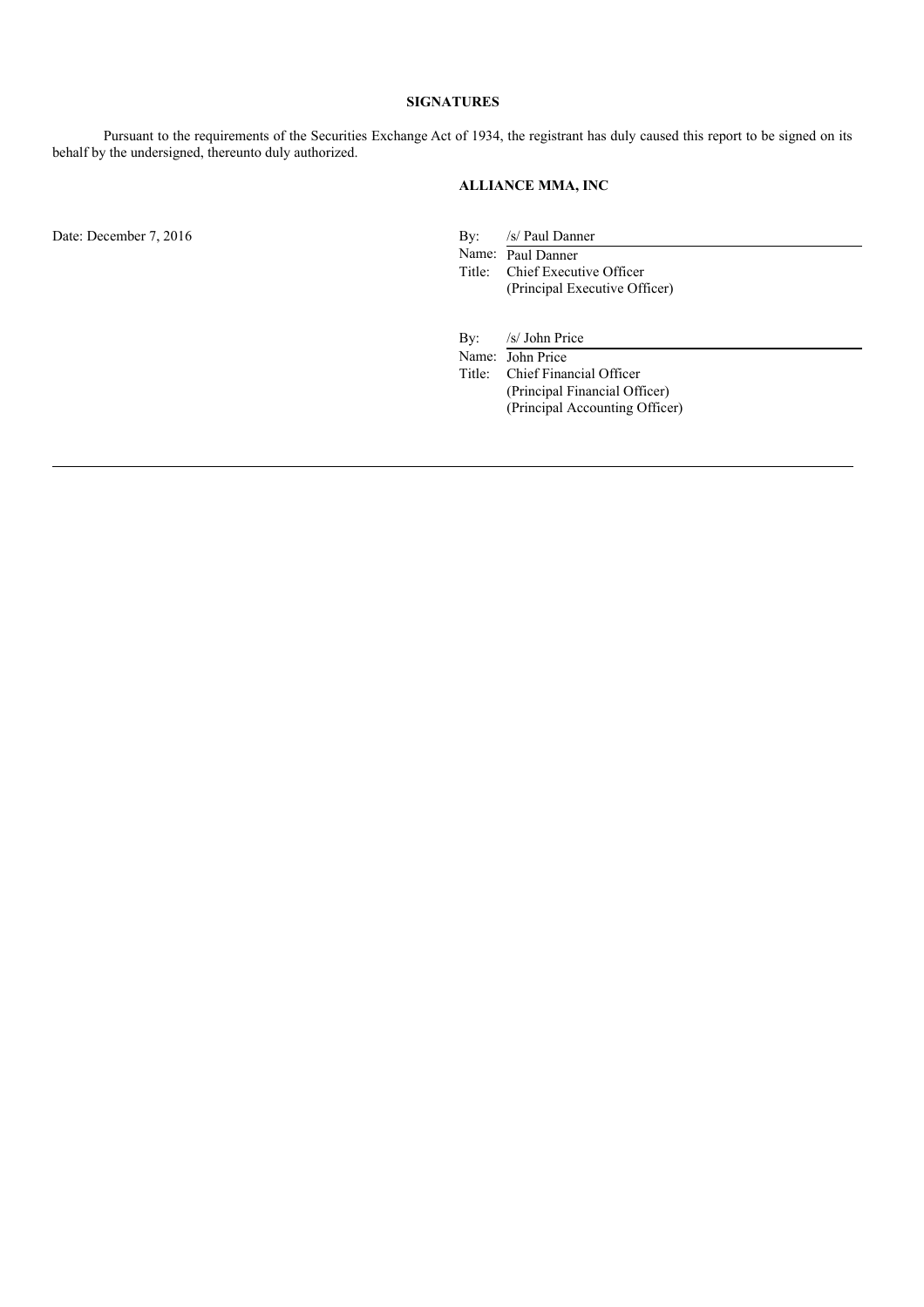**SIGNATURES**

Pursuant to the requirements of the Securities Exchange Act of 1934, the registrant has duly caused this report to be signed on its behalf by the undersigned, thereunto duly authorized.

**ALLIANCE MMA, INC**

Date: December 7, 2016

By: /s/ Paul Danner
Name: Paul Danner
Title: Chief Executive Officer
(Principal Executive Officer)

By: /s/ John Price
Name: John Price
Title: Chief Financial Officer
(Principal Financial Officer)
(Principal Accounting Officer)